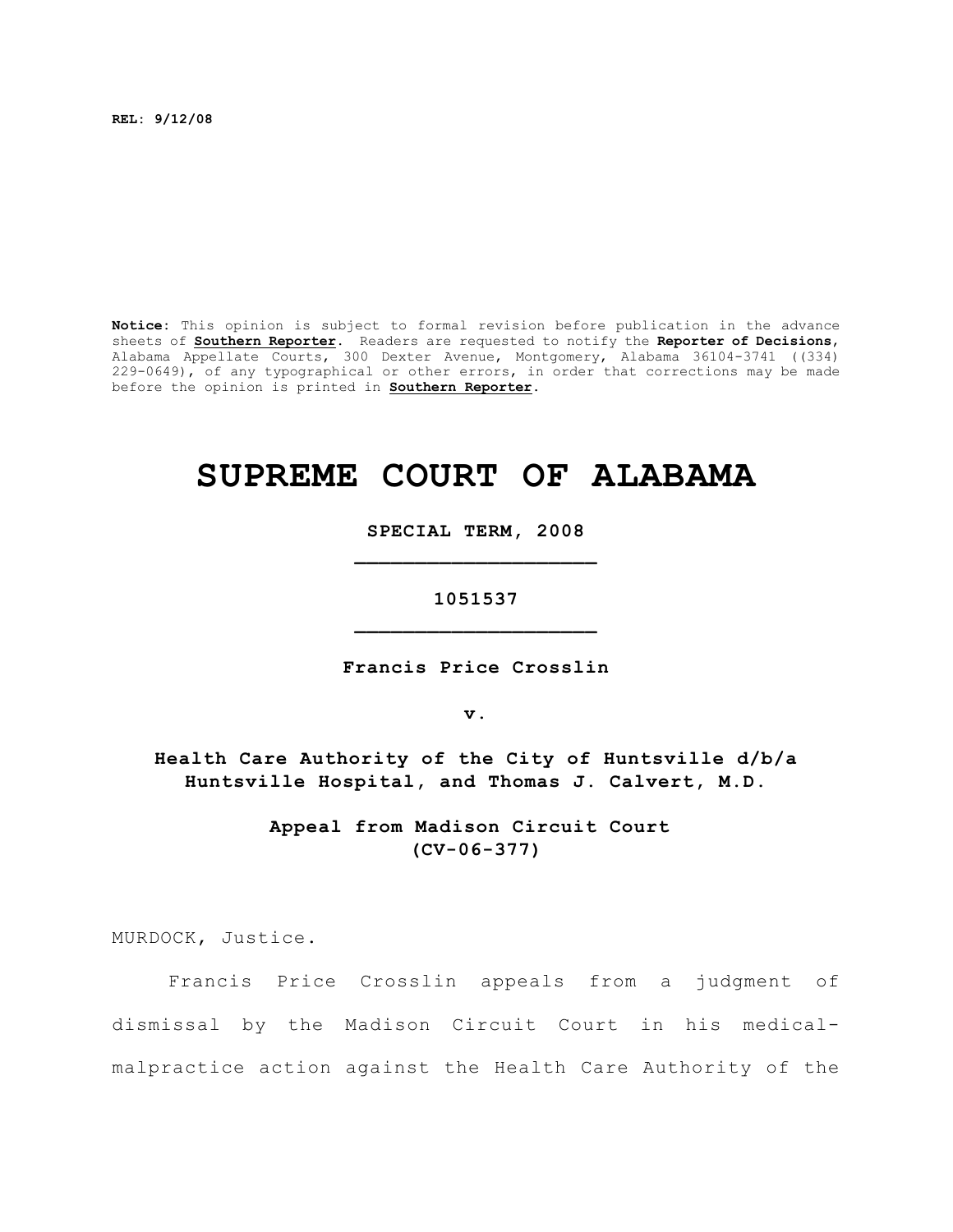**REL: 9/12/08**

**Notice:** This opinion is subject to formal revision before publication in the advance sheets of **Southern Reporter**. Readers are requested to notify the **Reporter of Decisions**, Alabama Appellate Courts, 300 Dexter Avenue, Montgomery, Alabama 36104-3741 ((334) 229-0649), of any typographical or other errors, in order that corrections may be made before the opinion is printed in **Southern Reporter**.

# SUPREME COURT OF ALABAMA

**SPECIAL TERM, 2008**

**_________________________**

**1051537**

**_________________________**

**Francis Price Crosslin**

**v.**

**Health Care Authority of the City of Huntsville d/b/a Huntsville Hospital, and Thomas J. Calvert, M.D.**

**Appeal from Madison Circuit Court (CV-06-377)**

MURDOCK, Justice.

Francis Price Crosslin appeals from a judgment of dismissal by the Madison Circuit Court in his medical-malpractice action against the Health Care Authority of the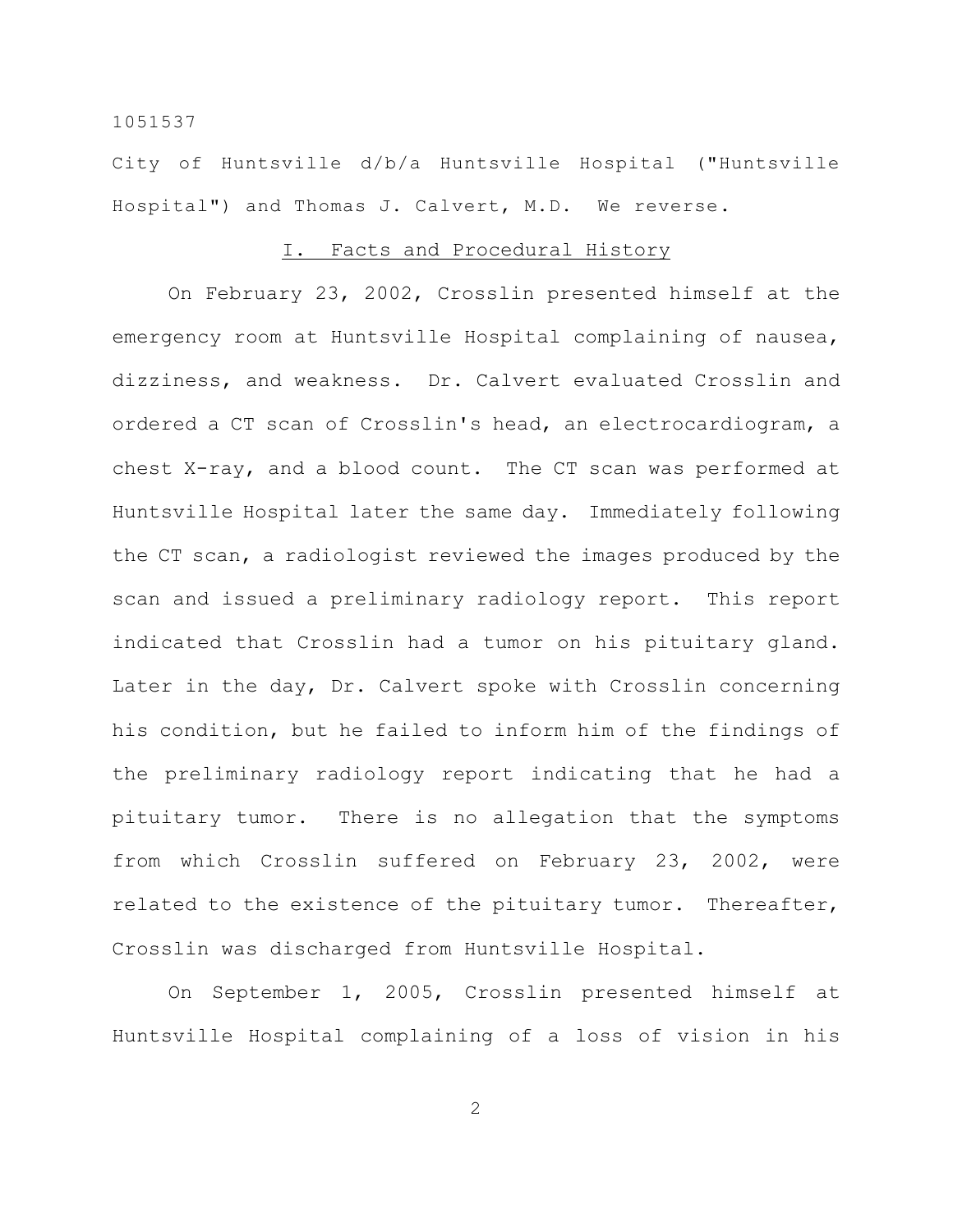City of Huntsville d/b/a Huntsville Hospital ("Huntsville Hospital") and Thomas J. Calvert, M.D. We reverse.

## I. Facts and Procedural History

On February 23, 2002, Crosslin presented himself at the emergency room at Huntsville Hospital complaining of nausea, dizziness, and weakness. Dr. Calvert evaluated Crosslin and ordered a CT scan of Crosslin's head, an electrocardiogram, a chest X-ray, and a blood count. The CT scan was performed at Huntsville Hospital later the same day. Immediately following the CT scan, a radiologist reviewed the images produced by the scan and issued a preliminary radiology report. This report indicated that Crosslin had a tumor on his pituitary gland. Later in the day, Dr. Calvert spoke with Crosslin concerning his condition, but he failed to inform him of the findings of the preliminary radiology report indicating that he had a pituitary tumor. There is no allegation that the symptoms from which Crosslin suffered on February 23, 2002, were related to the existence of the pituitary tumor. Thereafter, Crosslin was discharged from Huntsville Hospital.

On September 1, 2005, Crosslin presented himself at Huntsville Hospital complaining of a loss of vision in his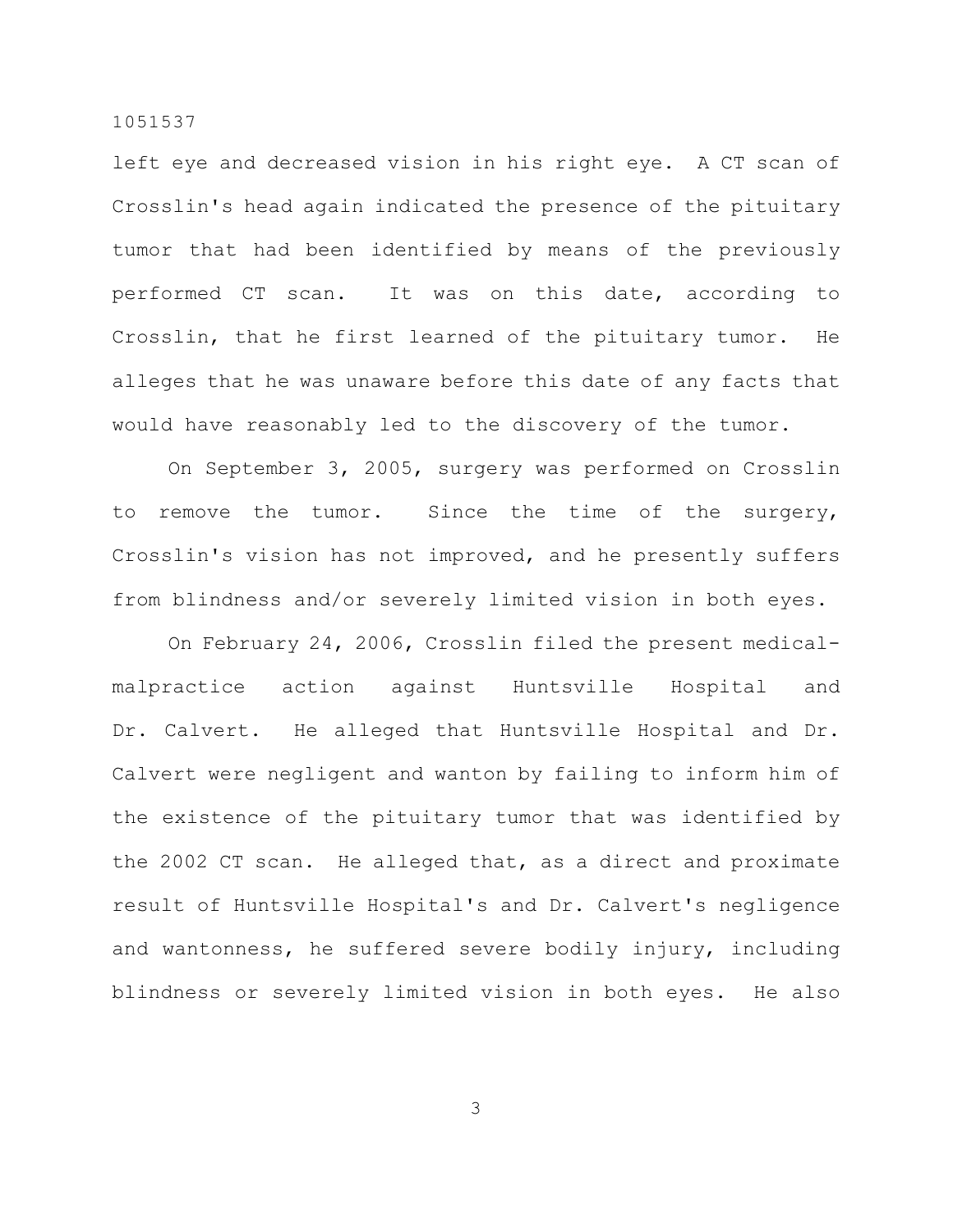left eye and decreased vision in his right eye. A CT scan of Crosslin's head again indicated the presence of the pituitary tumor that had been identified by means of the previously performed CT scan. It was on this date, according to Crosslin, that he first learned of the pituitary tumor. He alleges that he was unaware before this date of any facts that would have reasonably led to the discovery of the tumor.

On September 3, 2005, surgery was performed on Crosslin to remove the tumor. Since the time of the surgery, Crosslin's vision has not improved, and he presently suffers from blindness and/or severely limited vision in both eyes.

On February 24, 2006, Crosslin filed the present medical-malpractice action against Huntsville Hospital and Dr. Calvert. He alleged that Huntsville Hospital and Dr. Calvert were negligent and wanton by failing to inform him of the existence of the pituitary tumor that was identified by the 2002 CT scan. He alleged that, as a direct and proximate result of Huntsville Hospital's and Dr. Calvert's negligence and wantonness, he suffered severe bodily injury, including blindness or severely limited vision in both eyes. He also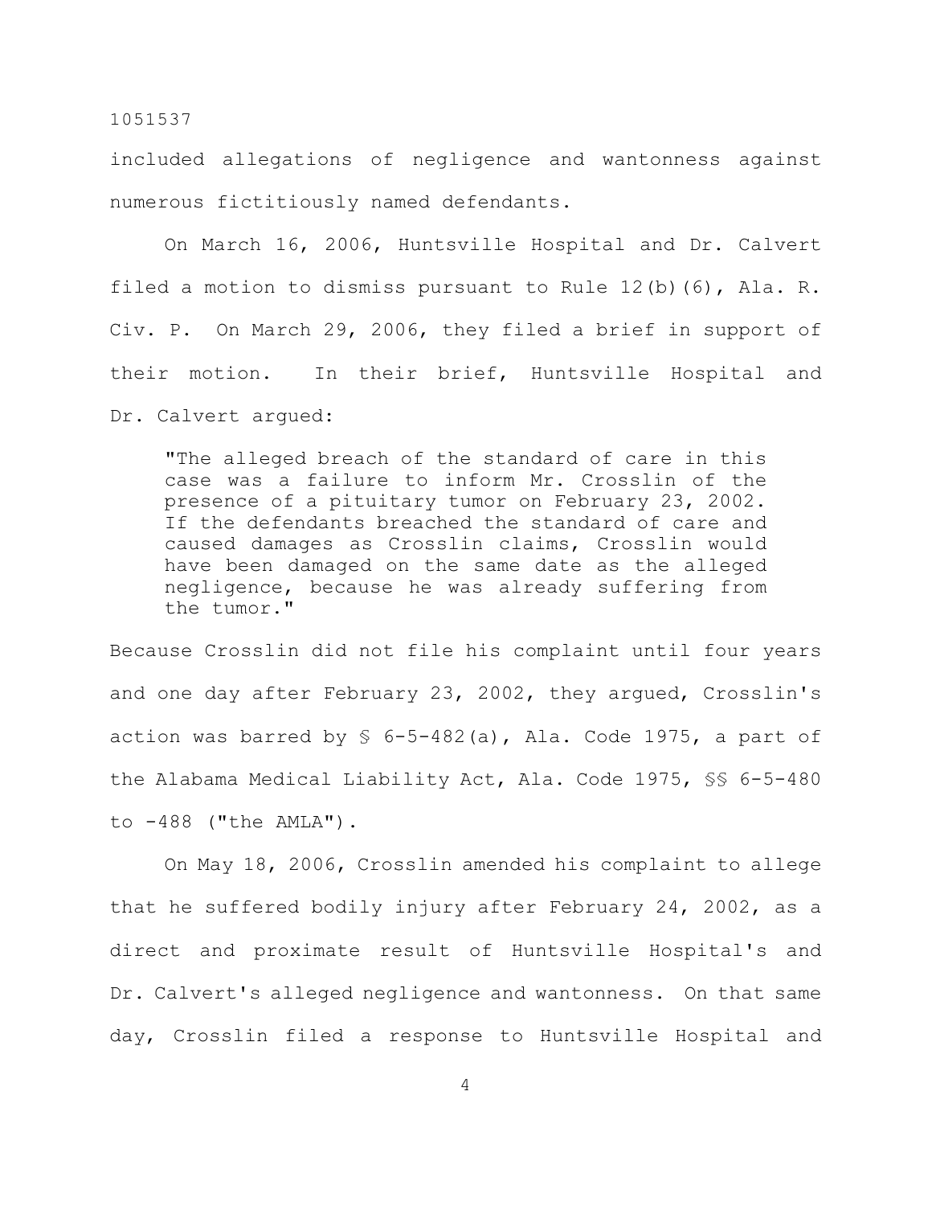included allegations of negligence and wantonness against numerous fictitiously named defendants.

On March 16, 2006, Huntsville Hospital and Dr. Calvert filed a motion to dismiss pursuant to Rule 12(b)(6), Ala. R. Civ. P. On March 29, 2006, they filed a brief in support of their motion. In their brief, Huntsville Hospital and Dr. Calvert argued:

> "The alleged breach of the standard of care in this case was a failure to inform Mr. Crosslin of the presence of a pituitary tumor on February 23, 2002. If the defendants breached the standard of care and caused damages as Crosslin claims, Crosslin would have been damaged on the same date as the alleged negligence, because he was already suffering from the tumor."

Because Crosslin did not file his complaint until four years and one day after February 23, 2002, they argued, Crosslin's action was barred by § 6-5-482(a), Ala. Code 1975, a part of the Alabama Medical Liability Act, Ala. Code 1975, §§ 6-5-480 to -488 ("the AMLA").

On May 18, 2006, Crosslin amended his complaint to allege that he suffered bodily injury after February 24, 2002, as a direct and proximate result of Huntsville Hospital's and Dr. Calvert's alleged negligence and wantonness. On that same day, Crosslin filed a response to Huntsville Hospital and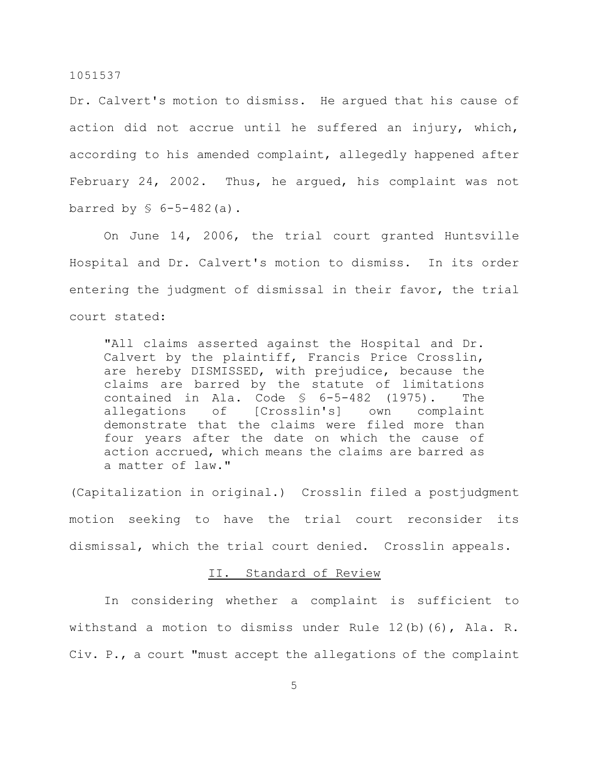Dr. Calvert's motion to dismiss. He argued that his cause of action did not accrue until he suffered an injury, which, according to his amended complaint, allegedly happened after February 24, 2002. Thus, he argued, his complaint was not barred by § 6-5-482(a).

On June 14, 2006, the trial court granted Huntsville Hospital and Dr. Calvert's motion to dismiss. In its order entering the judgment of dismissal in their favor, the trial court stated:

> "All claims asserted against the Hospital and Dr. Calvert by the plaintiff, Francis Price Crosslin, are hereby DISMISSED, with prejudice, because the claims are barred by the statute of limitations contained in Ala. Code § 6-5-482 (1975). The allegations of [Crosslin's] own complaint demonstrate that the claims were filed more than four years after the date on which the cause of action accrued, which means the claims are barred as a matter of law."

(Capitalization in original.) Crosslin filed a postjudgment motion seeking to have the trial court reconsider its dismissal, which the trial court denied. Crosslin appeals.

## II. Standard of Review

In considering whether a complaint is sufficient to withstand a motion to dismiss under Rule 12(b)(6), Ala. R. Civ. P., a court "must accept the allegations of the complaint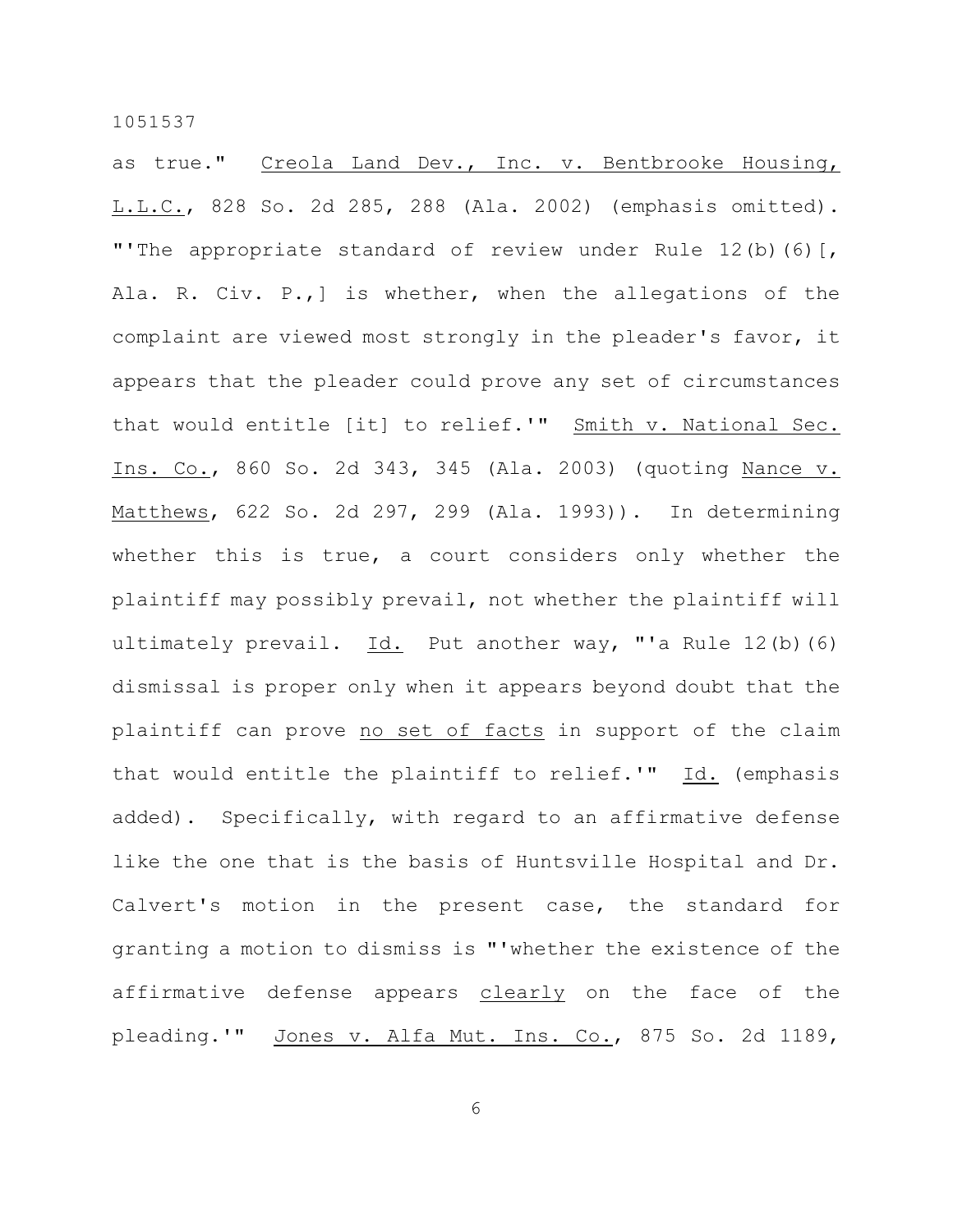as true." Creola Land Dev., Inc. v. Bentbrooke Housing, L.L.C., 828 So. 2d 285, 288 (Ala. 2002) (emphasis omitted). "'The appropriate standard of review under Rule 12(b)(6)[, Ala. R. Civ. P.,] is whether, when the allegations of the complaint are viewed most strongly in the pleader's favor, it appears that the pleader could prove any set of circumstances that would entitle [it] to relief.'" Smith v. National Sec. Ins. Co., 860 So. 2d 343, 345 (Ala. 2003) (quoting Nance v. Matthews, 622 So. 2d 297, 299 (Ala. 1993)). In determining whether this is true, a court considers only whether the plaintiff may possibly prevail, not whether the plaintiff will ultimately prevail. Id. Put another way, "'a Rule 12(b)(6) dismissal is proper only when it appears beyond doubt that the plaintiff can prove <u>no set of facts</u> in support of the claim that would entitle the plaintiff to relief.'" Id. (emphasis added). Specifically, with regard to an affirmative defense like the one that is the basis of Huntsville Hospital and Dr. Calvert's motion in the present case, the standard for granting a motion to dismiss is "'whether the existence of the affirmative defense appears <u>clearly</u> on the face of the pleading.'" Jones v. Alfa Mut. Ins. Co., 875 So. 2d 1189,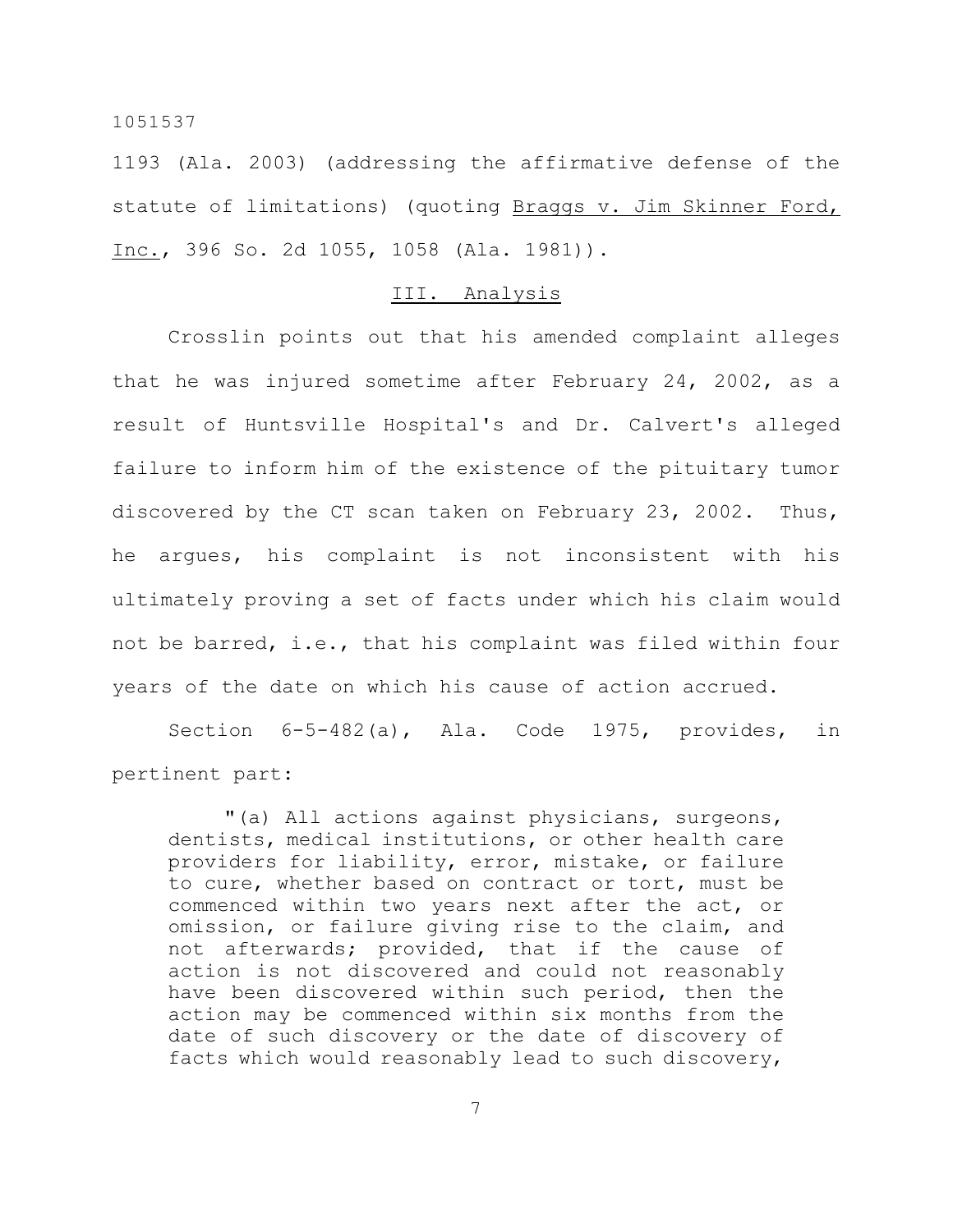1193 (Ala. 2003) (addressing the affirmative defense of the statute of limitations) (quoting Braggs v. Jim Skinner Ford, Inc., 396 So. 2d 1055, 1058 (Ala. 1981)).

## III. Analysis

Crosslin points out that his amended complaint alleges that he was injured sometime after February 24, 2002, as a result of Huntsville Hospital's and Dr. Calvert's alleged failure to inform him of the existence of the pituitary tumor discovered by the CT scan taken on February 23, 2002. Thus, he argues, his complaint is not inconsistent with his ultimately proving a set of facts under which his claim would not be barred, i.e., that his complaint was filed within four years of the date on which his cause of action accrued.

Section 6-5-482(a), Ala. Code 1975, provides, in pertinent part:

> "(a) All actions against physicians, surgeons, dentists, medical institutions, or other health care providers for liability, error, mistake, or failure to cure, whether based on contract or tort, must be commenced within two years next after the act, or omission, or failure giving rise to the claim, and not afterwards; provided, that if the cause of action is not discovered and could not reasonably have been discovered within such period, then the action may be commenced within six months from the date of such discovery or the date of discovery of facts which would reasonably lead to such discovery,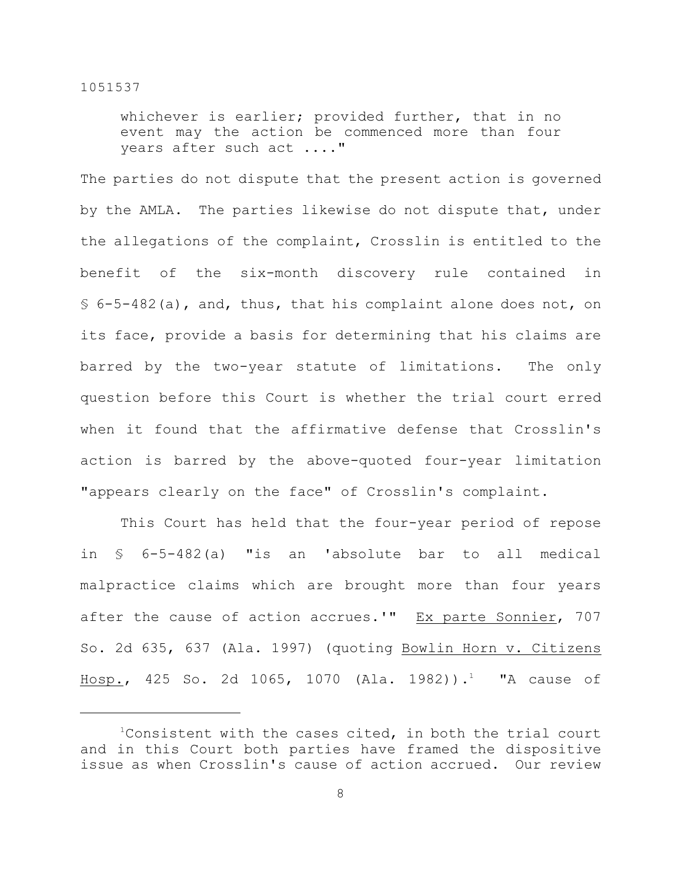> whichever is earlier; provided further, that in no event may the action be commenced more than four years after such act ...."

The parties do not dispute that the present action is governed by the AMLA. The parties likewise do not dispute that, under the allegations of the complaint, Crosslin is entitled to the benefit of the six-month discovery rule contained in § 6-5-482(a), and, thus, that his complaint alone does not, on its face, provide a basis for determining that his claims are barred by the two-year statute of limitations. The only question before this Court is whether the trial court erred when it found that the affirmative defense that Crosslin's action is barred by the above-quoted four-year limitation "appears clearly on the face" of Crosslin's complaint.

This Court has held that the four-year period of repose in § 6-5-482(a) "is an 'absolute bar to all medical malpractice claims which are brought more than four years after the cause of action accrues.'" Ex parte Sonnier, 707 So. 2d 635, 637 (Ala. 1997) (quoting Bowlin Horn v. Citizens Hosp., 425 So. 2d 1065, 1070 (Ala. 1982)).[1] "A cause of

---

[1]Consistent with the cases cited, in both the trial court and in this Court both parties have framed the dispositive issue as when Crosslin's cause of action accrued. Our review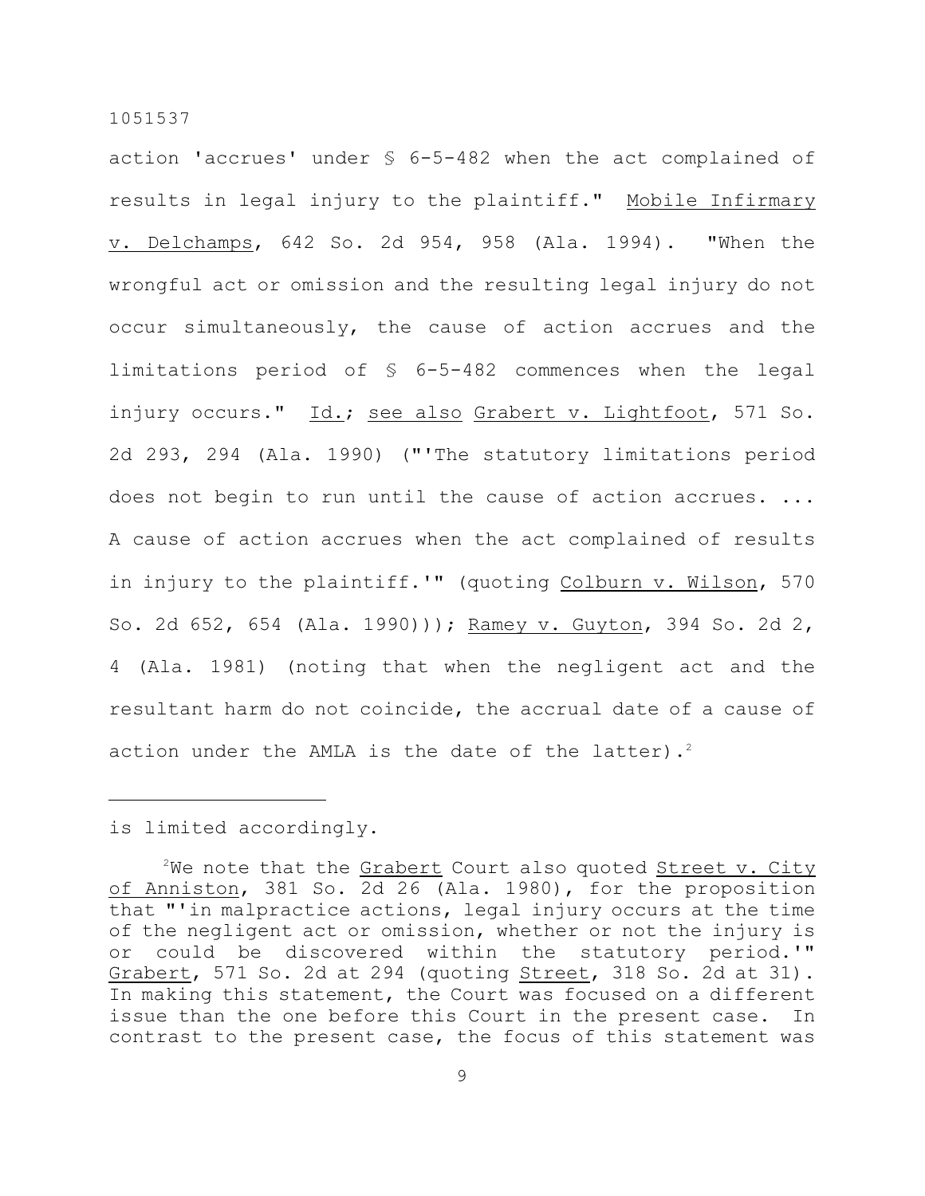action 'accrues' under § 6-5-482 when the act complained of results in legal injury to the plaintiff." Mobile Infirmary v. Delchamps, 642 So. 2d 954, 958 (Ala. 1994). "When the wrongful act or omission and the resulting legal injury do not occur simultaneously, the cause of action accrues and the limitations period of § 6-5-482 commences when the legal injury occurs." Id.; see also Grabert v. Lightfoot, 571 So. 2d 293, 294 (Ala. 1990) ("'The statutory limitations period does not begin to run until the cause of action accrues. ... A cause of action accrues when the act complained of results in injury to the plaintiff.'" (quoting Colburn v. Wilson, 570 So. 2d 652, 654 (Ala. 1990))); Ramey v. Guyton, 394 So. 2d 2, 4 (Ala. 1981) (noting that when the negligent act and the resultant harm do not coincide, the accrual date of a cause of action under the AMLA is the date of the latter).[2]

---

is limited accordingly.

[2]We note that the Grabert Court also quoted Street v. City of Anniston, 381 So. 2d 26 (Ala. 1980), for the proposition that "'in malpractice actions, legal injury occurs at the time of the negligent act or omission, whether or not the injury is or could be discovered within the statutory period.'" Grabert, 571 So. 2d at 294 (quoting Street, 318 So. 2d at 31). In making this statement, the Court was focused on a different issue than the one before this Court in the present case. In contrast to the present case, the focus of this statement was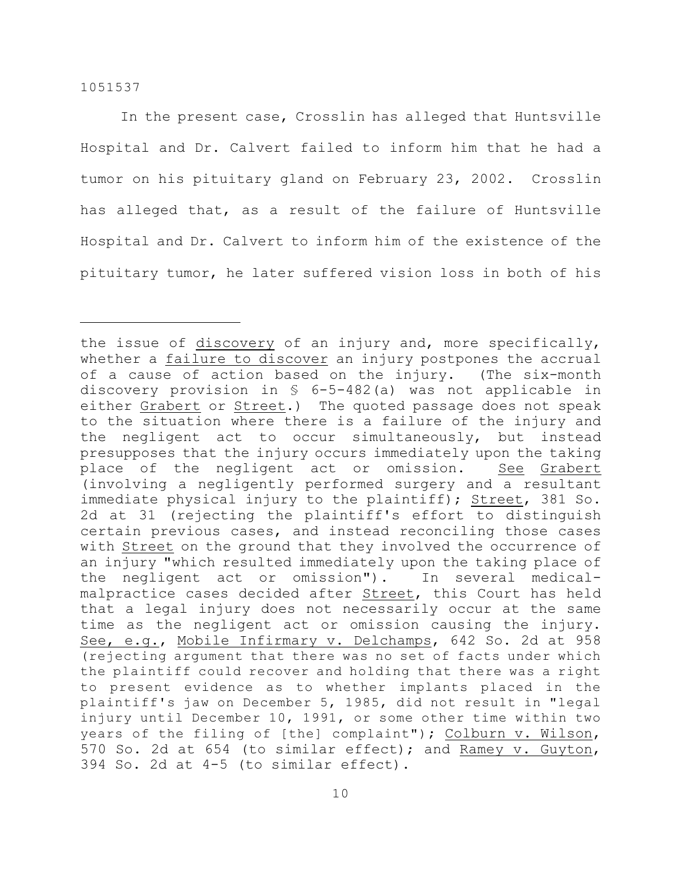In the present case, Crosslin has alleged that Huntsville Hospital and Dr. Calvert failed to inform him that he had a tumor on his pituitary gland on February 23, 2002. Crosslin has alleged that, as a result of the failure of Huntsville Hospital and Dr. Calvert to inform him of the existence of the pituitary tumor, he later suffered vision loss in both of his

---

the issue of discovery of an injury and, more specifically, whether a failure to discover an injury postpones the accrual of a cause of action based on the injury. (The six-month discovery provision in § 6-5-482(a) was not applicable in either Grabert or Street.) The quoted passage does not speak to the situation where there is a failure of the injury and the negligent act to occur simultaneously, but instead presupposes that the injury occurs immediately upon the taking place of the negligent act or omission. See Grabert (involving a negligently performed surgery and a resultant immediate physical injury to the plaintiff); Street, 381 So. 2d at 31 (rejecting the plaintiff's effort to distinguish certain previous cases, and instead reconciling those cases with Street on the ground that they involved the occurrence of an injury "which resulted immediately upon the taking place of the negligent act or omission"). In several medical-malpractice cases decided after Street, this Court has held that a legal injury does not necessarily occur at the same time as the negligent act or omission causing the injury. See, e.g., Mobile Infirmary v. Delchamps, 642 So. 2d at 958 (rejecting argument that there was no set of facts under which the plaintiff could recover and holding that there was a right to present evidence as to whether implants placed in the plaintiff's jaw on December 5, 1985, did not result in "legal injury until December 10, 1991, or some other time within two years of the filing of [the] complaint"); Colburn v. Wilson, 570 So. 2d at 654 (to similar effect); and Ramey v. Guyton, 394 So. 2d at 4-5 (to similar effect).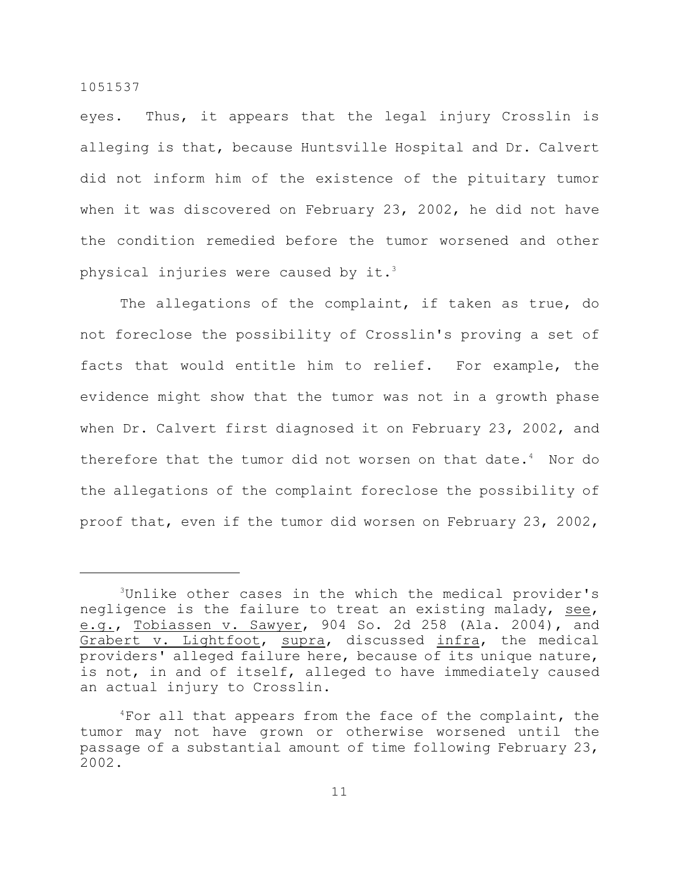eyes. Thus, it appears that the legal injury Crosslin is alleging is that, because Huntsville Hospital and Dr. Calvert did not inform him of the existence of the pituitary tumor when it was discovered on February 23, 2002, he did not have the condition remedied before the tumor worsened and other physical injuries were caused by it.[3]

The allegations of the complaint, if taken as true, do not foreclose the possibility of Crosslin's proving a set of facts that would entitle him to relief. For example, the evidence might show that the tumor was not in a growth phase when Dr. Calvert first diagnosed it on February 23, 2002, and therefore that the tumor did not worsen on that date.[4] Nor do the allegations of the complaint foreclose the possibility of proof that, even if the tumor did worsen on February 23, 2002,

---

[3]Unlike other cases in the which the medical provider's negligence is the failure to treat an existing malady, see, e.g., Tobiassen v. Sawyer, 904 So. 2d 258 (Ala. 2004), and Grabert v. Lightfoot, supra, discussed infra, the medical providers' alleged failure here, because of its unique nature, is not, in and of itself, alleged to have immediately caused an actual injury to Crosslin.

[4]For all that appears from the face of the complaint, the tumor may not have grown or otherwise worsened until the passage of a substantial amount of time following February 23, 2002.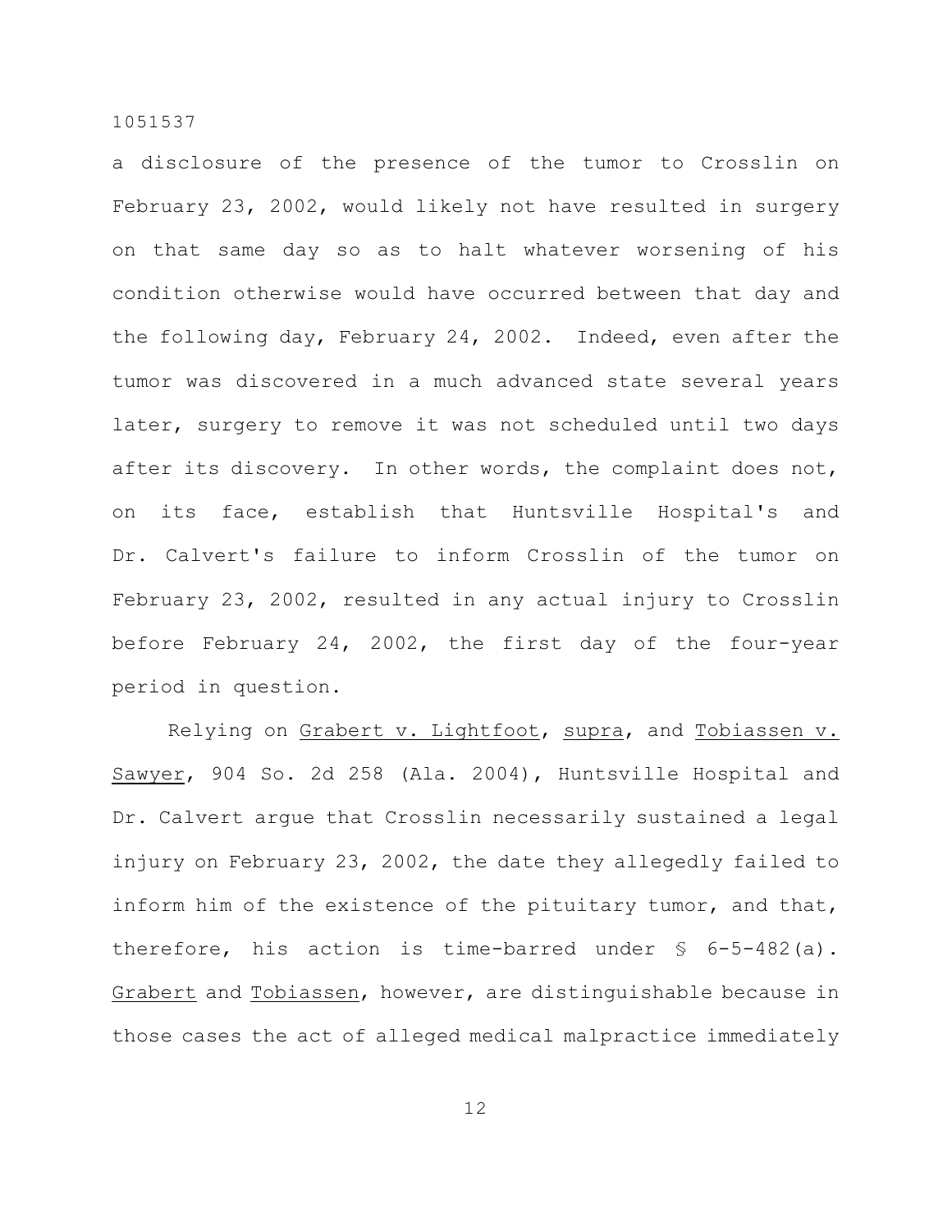a disclosure of the presence of the tumor to Crosslin on February 23, 2002, would likely not have resulted in surgery on that same day so as to halt whatever worsening of his condition otherwise would have occurred between that day and the following day, February 24, 2002. Indeed, even after the tumor was discovered in a much advanced state several years later, surgery to remove it was not scheduled until two days after its discovery. In other words, the complaint does not, on its face, establish that Huntsville Hospital's and Dr. Calvert's failure to inform Crosslin of the tumor on February 23, 2002, resulted in any actual injury to Crosslin before February 24, 2002, the first day of the four-year period in question.

Relying on Grabert v. Lightfoot, supra, and Tobiassen v. Sawyer, 904 So. 2d 258 (Ala. 2004), Huntsville Hospital and Dr. Calvert argue that Crosslin necessarily sustained a legal injury on February 23, 2002, the date they allegedly failed to inform him of the existence of the pituitary tumor, and that, therefore, his action is time-barred under § 6-5-482(a). Grabert and Tobiassen, however, are distinguishable because in those cases the act of alleged medical malpractice immediately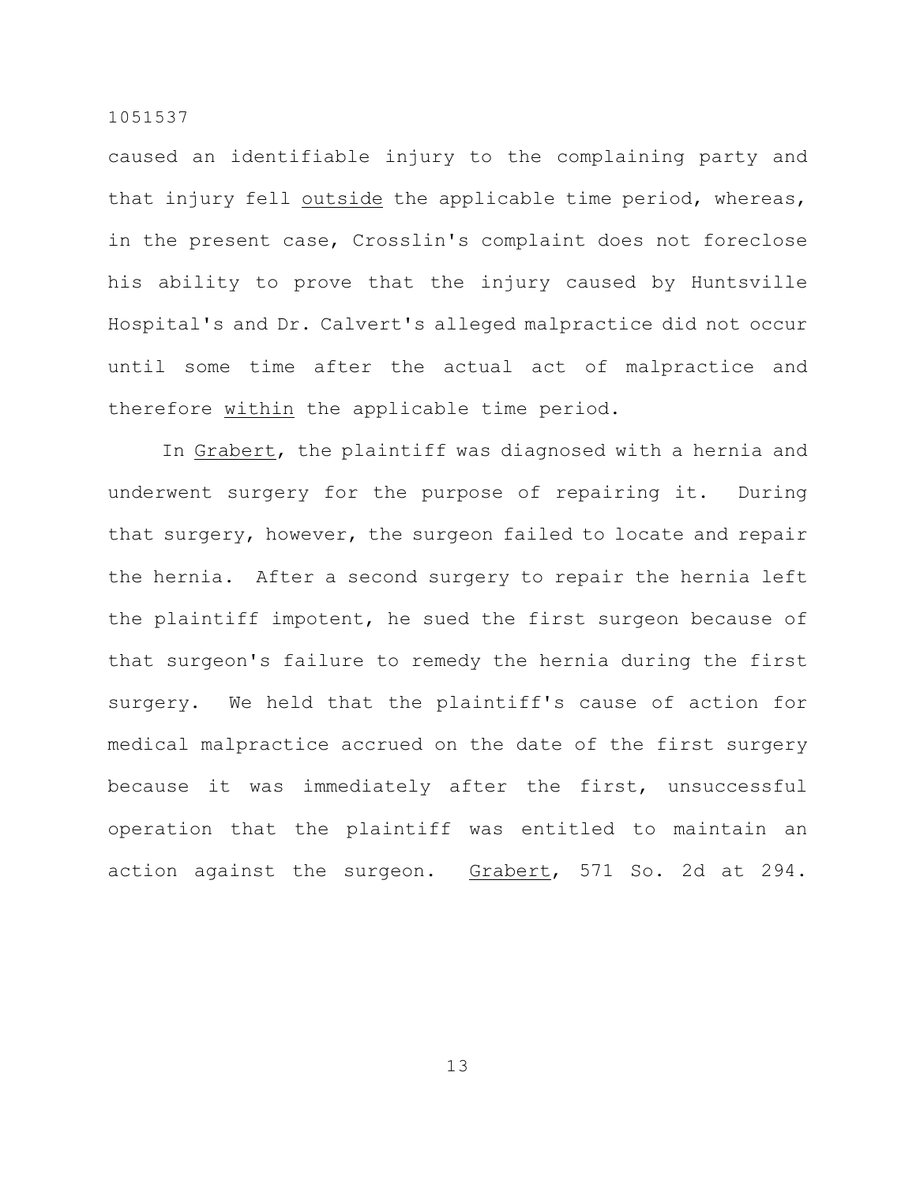caused an identifiable injury to the complaining party and that injury fell <u>outside</u> the applicable time period, whereas, in the present case, Crosslin's complaint does not foreclose his ability to prove that the injury caused by Huntsville Hospital's and Dr. Calvert's alleged malpractice did not occur until some time after the actual act of malpractice and therefore <u>within</u> the applicable time period.

In <u>Grabert</u>, the plaintiff was diagnosed with a hernia and underwent surgery for the purpose of repairing it. During that surgery, however, the surgeon failed to locate and repair the hernia. After a second surgery to repair the hernia left the plaintiff impotent, he sued the first surgeon because of that surgeon's failure to remedy the hernia during the first surgery. We held that the plaintiff's cause of action for medical malpractice accrued on the date of the first surgery because it was immediately after the first, unsuccessful operation that the plaintiff was entitled to maintain an action against the surgeon. <u>Grabert</u>, 571 So. 2d at 294.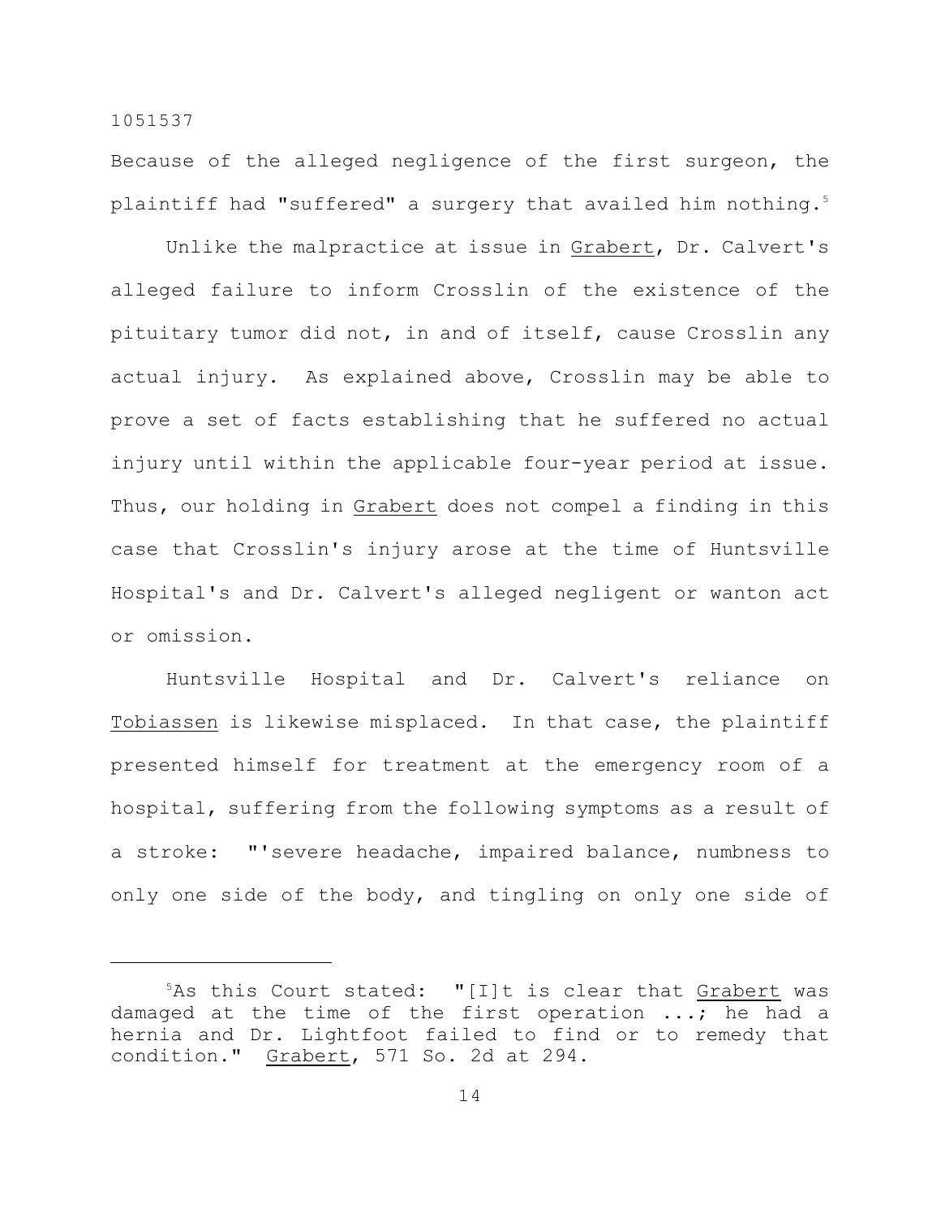Because of the alleged negligence of the first surgeon, the plaintiff had "suffered" a surgery that availed him nothing.[5]

Unlike the malpractice at issue in Grabert, Dr. Calvert's alleged failure to inform Crosslin of the existence of the pituitary tumor did not, in and of itself, cause Crosslin any actual injury. As explained above, Crosslin may be able to prove a set of facts establishing that he suffered no actual injury until within the applicable four-year period at issue. Thus, our holding in Grabert does not compel a finding in this case that Crosslin's injury arose at the time of Huntsville Hospital's and Dr. Calvert's alleged negligent or wanton act or omission.

Huntsville Hospital and Dr. Calvert's reliance on Tobiassen is likewise misplaced. In that case, the plaintiff presented himself for treatment at the emergency room of a hospital, suffering from the following symptoms as a result of a stroke: "'severe headache, impaired balance, numbness to only one side of the body, and tingling on only one side of

---

[5]As this Court stated: "[I]t is clear that Grabert was damaged at the time of the first operation ...; he had a hernia and Dr. Lightfoot failed to find or to remedy that condition." Grabert, 571 So. 2d at 294.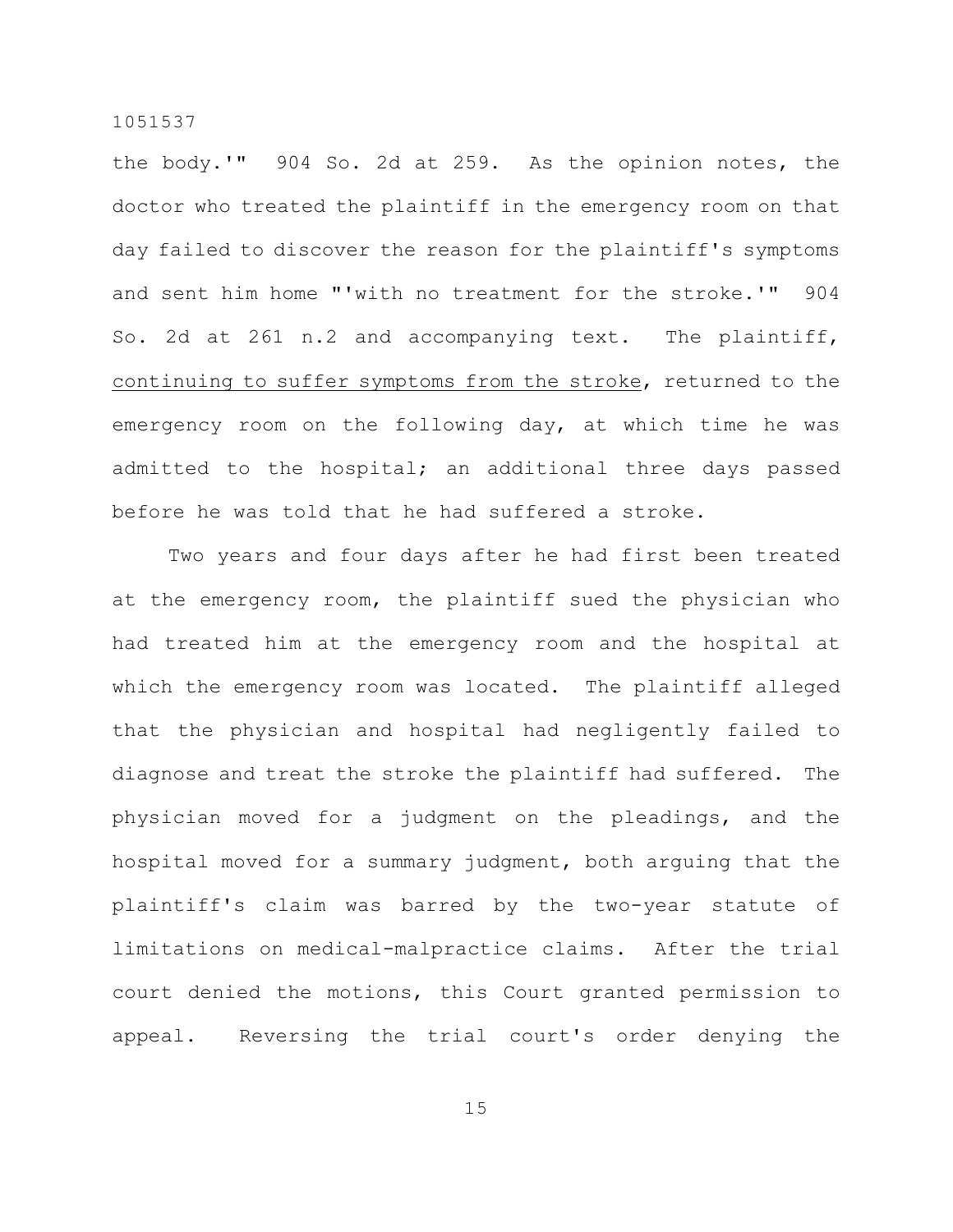the body.'" 904 So. 2d at 259. As the opinion notes, the doctor who treated the plaintiff in the emergency room on that day failed to discover the reason for the plaintiff's symptoms and sent him home "'with no treatment for the stroke.'" 904 So. 2d at 261 n.2 and accompanying text. The plaintiff, <u>continuing to suffer symptoms from the stroke</u>, returned to the emergency room on the following day, at which time he was admitted to the hospital; an additional three days passed before he was told that he had suffered a stroke.

Two years and four days after he had first been treated at the emergency room, the plaintiff sued the physician who had treated him at the emergency room and the hospital at which the emergency room was located. The plaintiff alleged that the physician and hospital had negligently failed to diagnose and treat the stroke the plaintiff had suffered. The physician moved for a judgment on the pleadings, and the hospital moved for a summary judgment, both arguing that the plaintiff's claim was barred by the two-year statute of limitations on medical-malpractice claims. After the trial court denied the motions, this Court granted permission to appeal. Reversing the trial court's order denying the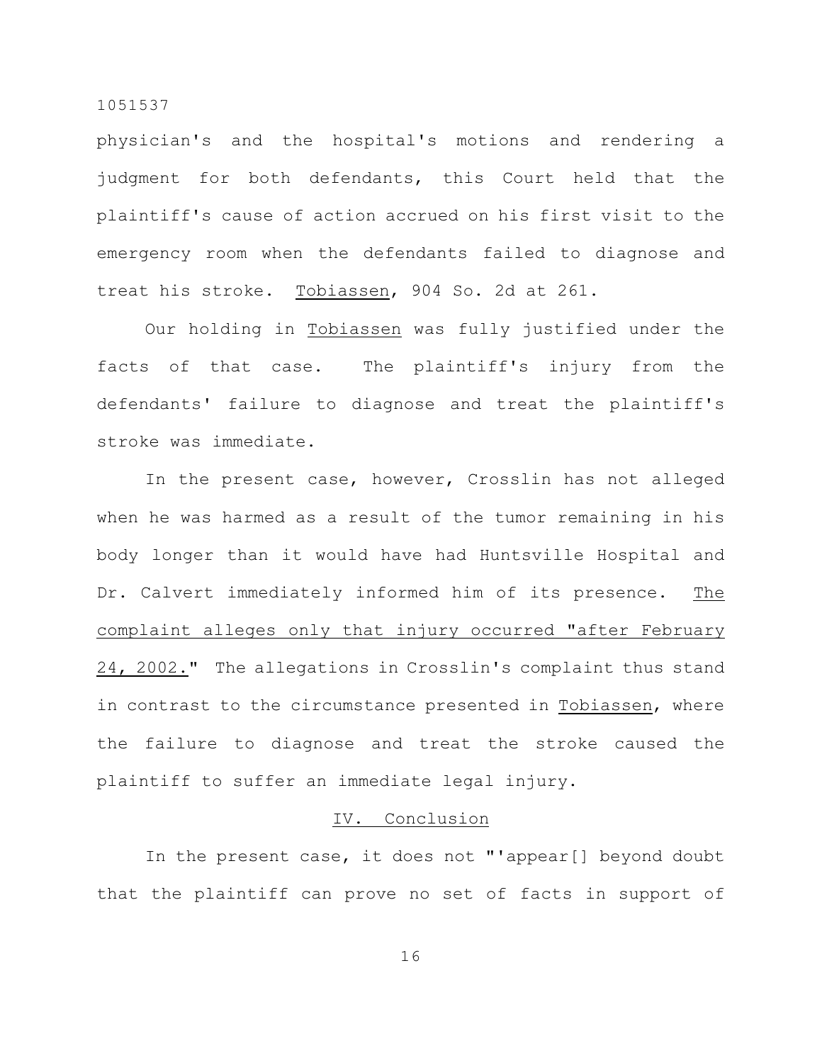physician's and the hospital's motions and rendering a judgment for both defendants, this Court held that the plaintiff's cause of action accrued on his first visit to the emergency room when the defendants failed to diagnose and treat his stroke. Tobiassen, 904 So. 2d at 261.

Our holding in Tobiassen was fully justified under the facts of that case. The plaintiff's injury from the defendants' failure to diagnose and treat the plaintiff's stroke was immediate.

In the present case, however, Crosslin has not alleged when he was harmed as a result of the tumor remaining in his body longer than it would have had Huntsville Hospital and Dr. Calvert immediately informed him of its presence. The complaint alleges only that injury occurred "after February 24, 2002." The allegations in Crosslin's complaint thus stand in contrast to the circumstance presented in Tobiassen, where the failure to diagnose and treat the stroke caused the plaintiff to suffer an immediate legal injury.

## IV. Conclusion

In the present case, it does not "'appear[] beyond doubt that the plaintiff can prove no set of facts in support of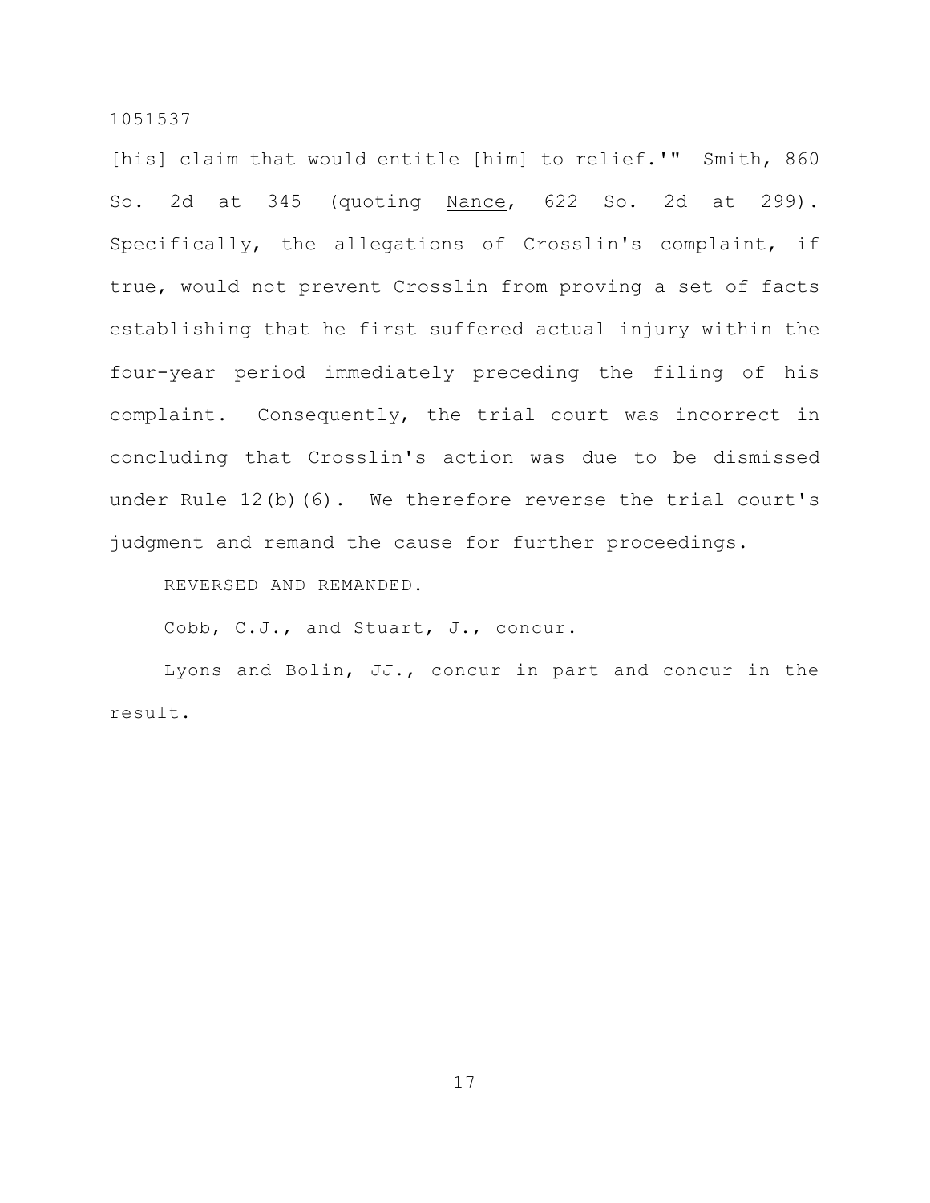[his] claim that would entitle [him] to relief.'" Smith, 860 So. 2d at 345 (quoting Nance, 622 So. 2d at 299). Specifically, the allegations of Crosslin's complaint, if true, would not prevent Crosslin from proving a set of facts establishing that he first suffered actual injury within the four-year period immediately preceding the filing of his complaint. Consequently, the trial court was incorrect in concluding that Crosslin's action was due to be dismissed under Rule 12(b)(6). We therefore reverse the trial court's judgment and remand the cause for further proceedings.

REVERSED AND REMANDED.

Cobb, C.J., and Stuart, J., concur.

Lyons and Bolin, JJ., concur in part and concur in the result.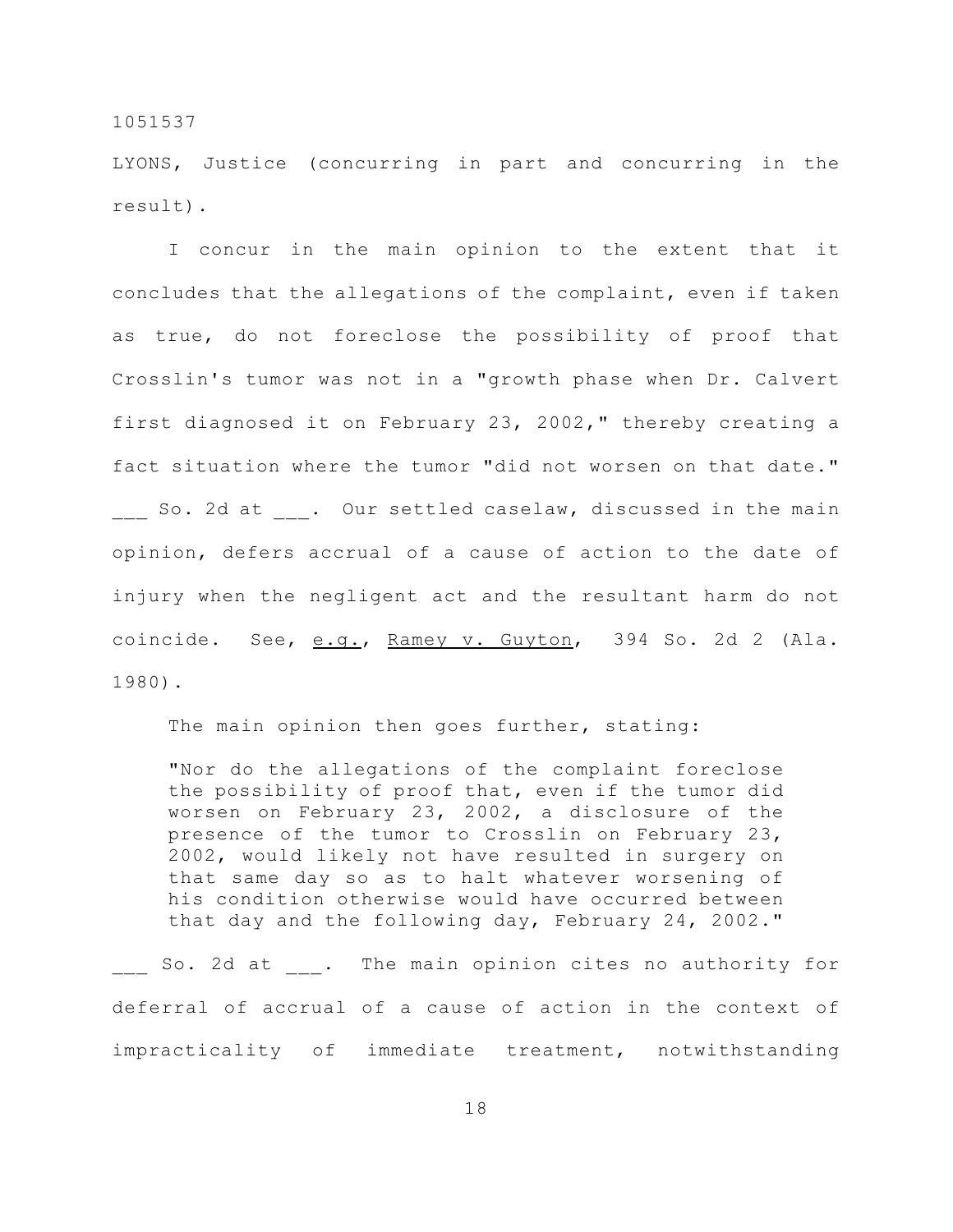1051537

LYONS, Justice (concurring in part and concurring in the result).

I concur in the main opinion to the extent that it concludes that the allegations of the complaint, even if taken as true, do not foreclose the possibility of proof that Crosslin's tumor was not in a "growth phase when Dr. Calvert first diagnosed it on February 23, 2002," thereby creating a fact situation where the tumor "did not worsen on that date." ___ So. 2d at ___. Our settled caselaw, discussed in the main opinion, defers accrual of a cause of action to the date of injury when the negligent act and the resultant harm do not coincide. See, e.g., Ramey v. Guyton, 394 So. 2d 2 (Ala. 1980).

The main opinion then goes further, stating:

> "Nor do the allegations of the complaint foreclose the possibility of proof that, even if the tumor did worsen on February 23, 2002, a disclosure of the presence of the tumor to Crosslin on February 23, 2002, would likely not have resulted in surgery on that same day so as to halt whatever worsening of his condition otherwise would have occurred between that day and the following day, February 24, 2002."

___ So. 2d at ___. The main opinion cites no authority for deferral of accrual of a cause of action in the context of impracticality of immediate treatment, notwithstanding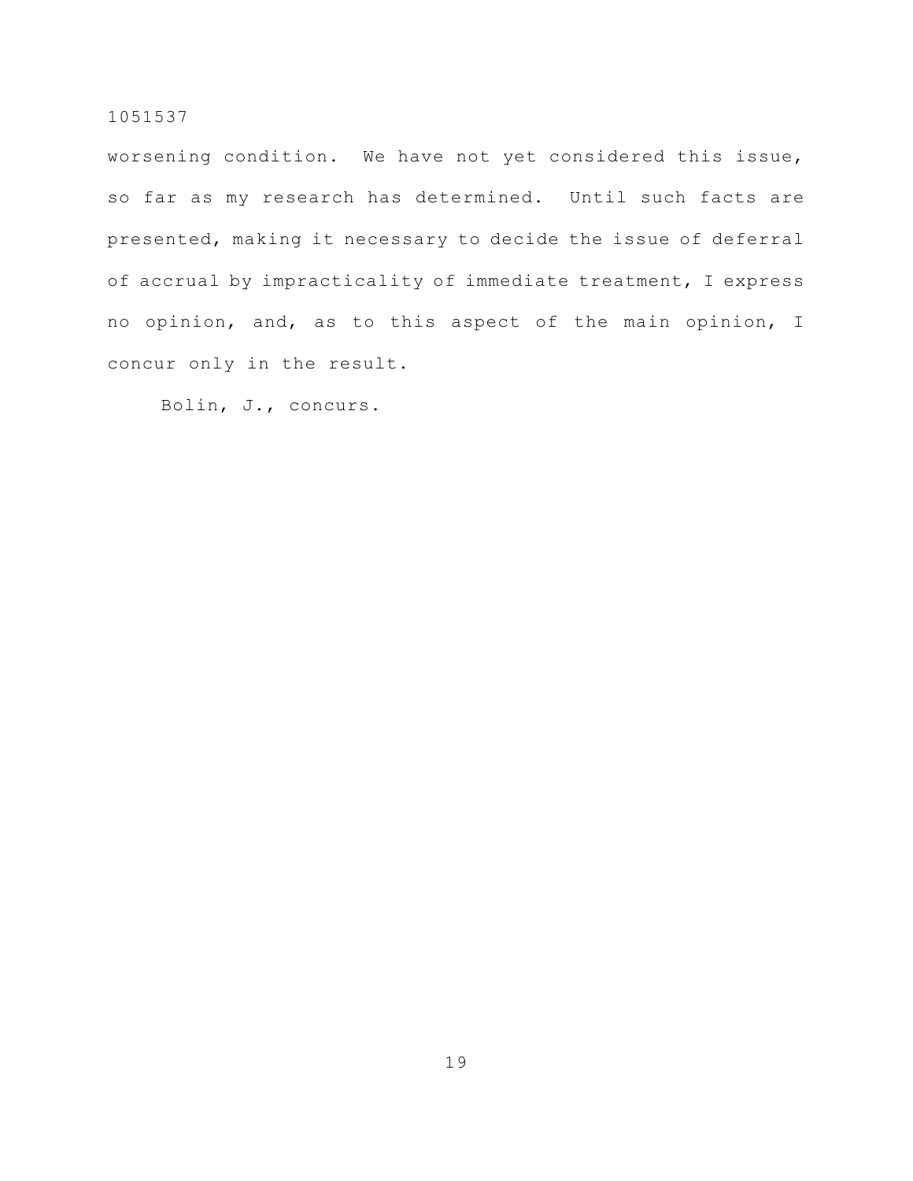worsening condition. We have not yet considered this issue, so far as my research has determined. Until such facts are presented, making it necessary to decide the issue of deferral of accrual by impracticality of immediate treatment, I express no opinion, and, as to this aspect of the main opinion, I concur only in the result.

Bolin, J., concurs.